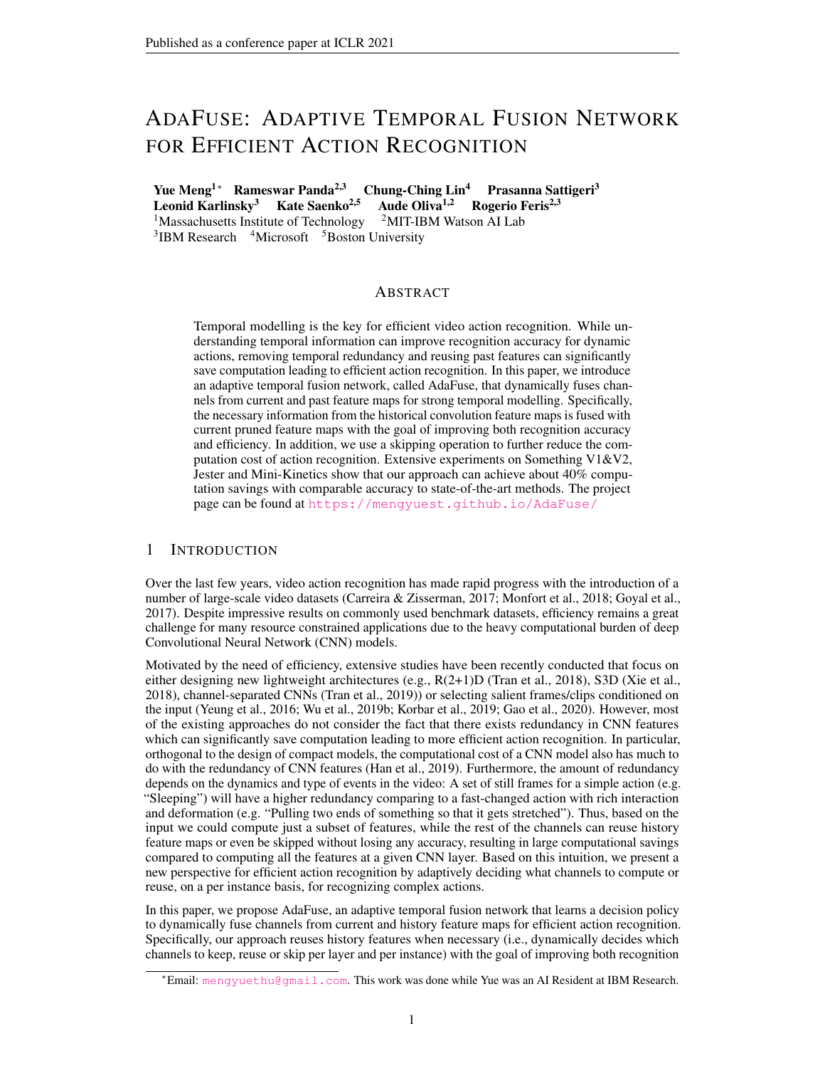# ADAFUSE: ADAPTIVE TEMPORAL FUSION NETWORK FOR EFFICIENT ACTION RECOGNITION

**Yue Meng**[1,*] **Rameswar Panda**[2,3] **Chung-Ching Lin**[4] **Prasanna Sattigeri**[3]
**Leonid Karlinsky**[3] **Kate Saenko**[2,5] **Aude Oliva**[1,2] **Rogerio Feris**[2,3]
[1]Massachusetts Institute of Technology [2]MIT-IBM Watson AI Lab
[3]IBM Research [4]Microsoft [5]Boston University

## ABSTRACT

Temporal modelling is the key for efficient video action recognition. While understanding temporal information can improve recognition accuracy for dynamic actions, removing temporal redundancy and reusing past features can significantly save computation leading to efficient action recognition. In this paper, we introduce an adaptive temporal fusion network, called AdaFuse, that dynamically fuses channels from current and past feature maps for strong temporal modelling. Specifically, the necessary information from the historical convolution feature maps is fused with current pruned feature maps with the goal of improving both recognition accuracy and efficiency. In addition, we use a skipping operation to further reduce the computation cost of action recognition. Extensive experiments on Something V1&V2, Jester and Mini-Kinetics show that our approach can achieve about 40% computation savings with comparable accuracy to state-of-the-art methods. The project page can be found at https://mengyuest.github.io/AdaFuse/

## 1 INTRODUCTION

Over the last few years, video action recognition has made rapid progress with the introduction of a number of large-scale video datasets (Carreira & Zisserman, 2017; Monfort et al., 2018; Goyal et al., 2017). Despite impressive results on commonly used benchmark datasets, efficiency remains a great challenge for many resource constrained applications due to the heavy computational burden of deep Convolutional Neural Network (CNN) models.

Motivated by the need of efficiency, extensive studies have been recently conducted that focus on either designing new lightweight architectures (e.g., R(2+1)D (Tran et al., 2018), S3D (Xie et al., 2018), channel-separated CNNs (Tran et al., 2019)) or selecting salient frames/clips conditioned on the input (Yeung et al., 2016; Wu et al., 2019b; Korbar et al., 2019; Gao et al., 2020). However, most of the existing approaches do not consider the fact that there exists redundancy in CNN features which can significantly save computation leading to more efficient action recognition. In particular, orthogonal to the design of compact models, the computational cost of a CNN model also has much to do with the redundancy of CNN features (Han et al., 2019). Furthermore, the amount of redundancy depends on the dynamics and type of events in the video: A set of still frames for a simple action (e.g. "Sleeping") will have a higher redundancy comparing to a fast-changed action with rich interaction and deformation (e.g. "Pulling two ends of something so that it gets stretched"). Thus, based on the input we could compute just a subset of features, while the rest of the channels can reuse history feature maps or even be skipped without losing any accuracy, resulting in large computational savings compared to computing all the features at a given CNN layer. Based on this intuition, we present a new perspective for efficient action recognition by adaptively deciding what channels to compute or reuse, on a per instance basis, for recognizing complex actions.

In this paper, we propose AdaFuse, an adaptive temporal fusion network that learns a decision policy to dynamically fuse channels from current and history feature maps for efficient action recognition. Specifically, our approach reuses history features when necessary (i.e., dynamically decides which channels to keep, reuse or skip per layer and per instance) with the goal of improving both recognition

[*]Email: mengyuethu@gmail.com. This work was done while Yue was an AI Resident at IBM Research.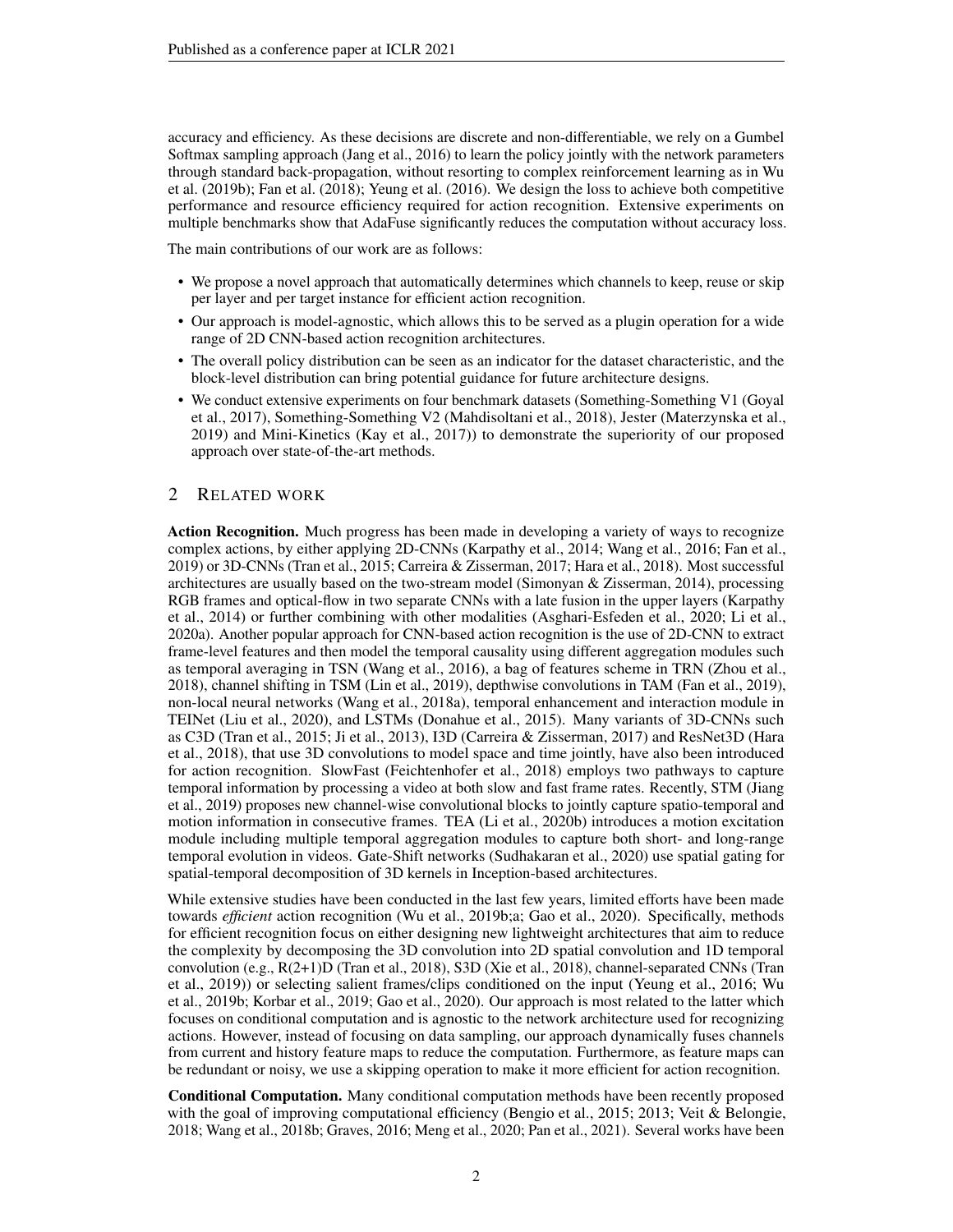accuracy and efficiency. As these decisions are discrete and non-differentiable, we rely on a Gumbel Softmax sampling approach (Jang et al., 2016) to learn the policy jointly with the network parameters through standard back-propagation, without resorting to complex reinforcement learning as in Wu et al. (2019b); Fan et al. (2018); Yeung et al. (2016). We design the loss to achieve both competitive performance and resource efficiency required for action recognition. Extensive experiments on multiple benchmarks show that AdaFuse significantly reduces the computation without accuracy loss.

The main contributions of our work are as follows:

- We propose a novel approach that automatically determines which channels to keep, reuse or skip per layer and per target instance for efficient action recognition.
- Our approach is model-agnostic, which allows this to be served as a plugin operation for a wide range of 2D CNN-based action recognition architectures.
- The overall policy distribution can be seen as an indicator for the dataset characteristic, and the block-level distribution can bring potential guidance for future architecture designs.
- We conduct extensive experiments on four benchmark datasets (Something-Something V1 (Goyal et al., 2017), Something-Something V2 (Mahdisoltani et al., 2018), Jester (Materzynska et al., 2019) and Mini-Kinetics (Kay et al., 2017)) to demonstrate the superiority of our proposed approach over state-of-the-art methods.

## 2 Related Work

**Action Recognition.** Much progress has been made in developing a variety of ways to recognize complex actions, by either applying 2D-CNNs (Karpathy et al., 2014; Wang et al., 2016; Fan et al., 2019) or 3D-CNNs (Tran et al., 2015; Carreira & Zisserman, 2017; Hara et al., 2018). Most successful architectures are usually based on the two-stream model (Simonyan & Zisserman, 2014), processing RGB frames and optical-flow in two separate CNNs with a late fusion in the upper layers (Karpathy et al., 2014) or further combining with other modalities (Asghari-Esfeden et al., 2020; Li et al., 2020a). Another popular approach for CNN-based action recognition is the use of 2D-CNN to extract frame-level features and then model the temporal causality using different aggregation modules such as temporal averaging in TSN (Wang et al., 2016), a bag of features scheme in TRN (Zhou et al., 2018), channel shifting in TSM (Lin et al., 2019), depthwise convolutions in TAM (Fan et al., 2019), non-local neural networks (Wang et al., 2018a), temporal enhancement and interaction module in TEINet (Liu et al., 2020), and LSTMs (Donahue et al., 2015). Many variants of 3D-CNNs such as C3D (Tran et al., 2015; Ji et al., 2013), I3D (Carreira & Zisserman, 2017) and ResNet3D (Hara et al., 2018), that use 3D convolutions to model space and time jointly, have also been introduced for action recognition. SlowFast (Feichtenhofer et al., 2018) employs two pathways to capture temporal information by processing a video at both slow and fast frame rates. Recently, STM (Jiang et al., 2019) proposes new channel-wise convolutional blocks to jointly capture spatio-temporal and motion information in consecutive frames. TEA (Li et al., 2020b) introduces a motion excitation module including multiple temporal aggregation modules to capture both short- and long-range temporal evolution in videos. Gate-Shift networks (Sudhakaran et al., 2020) use spatial gating for spatial-temporal decomposition of 3D kernels in Inception-based architectures.

While extensive studies have been conducted in the last few years, limited efforts have been made towards *efficient* action recognition (Wu et al., 2019b;a; Gao et al., 2020). Specifically, methods for efficient recognition focus on either designing new lightweight architectures that aim to reduce the complexity by decomposing the 3D convolution into 2D spatial convolution and 1D temporal convolution (e.g., R(2+1)D (Tran et al., 2018), S3D (Xie et al., 2018), channel-separated CNNs (Tran et al., 2019)) or selecting salient frames/clips conditioned on the input (Yeung et al., 2016; Wu et al., 2019b; Korbar et al., 2019; Gao et al., 2020). Our approach is most related to the latter which focuses on conditional computation and is agnostic to the network architecture used for recognizing actions. However, instead of focusing on data sampling, our approach dynamically fuses channels from current and history feature maps to reduce the computation. Furthermore, as feature maps can be redundant or noisy, we use a skipping operation to make it more efficient for action recognition.

**Conditional Computation.** Many conditional computation methods have been recently proposed with the goal of improving computational efficiency (Bengio et al., 2015; 2013; Veit & Belongie, 2018; Wang et al., 2018b; Graves, 2016; Meng et al., 2020; Pan et al., 2021). Several works have been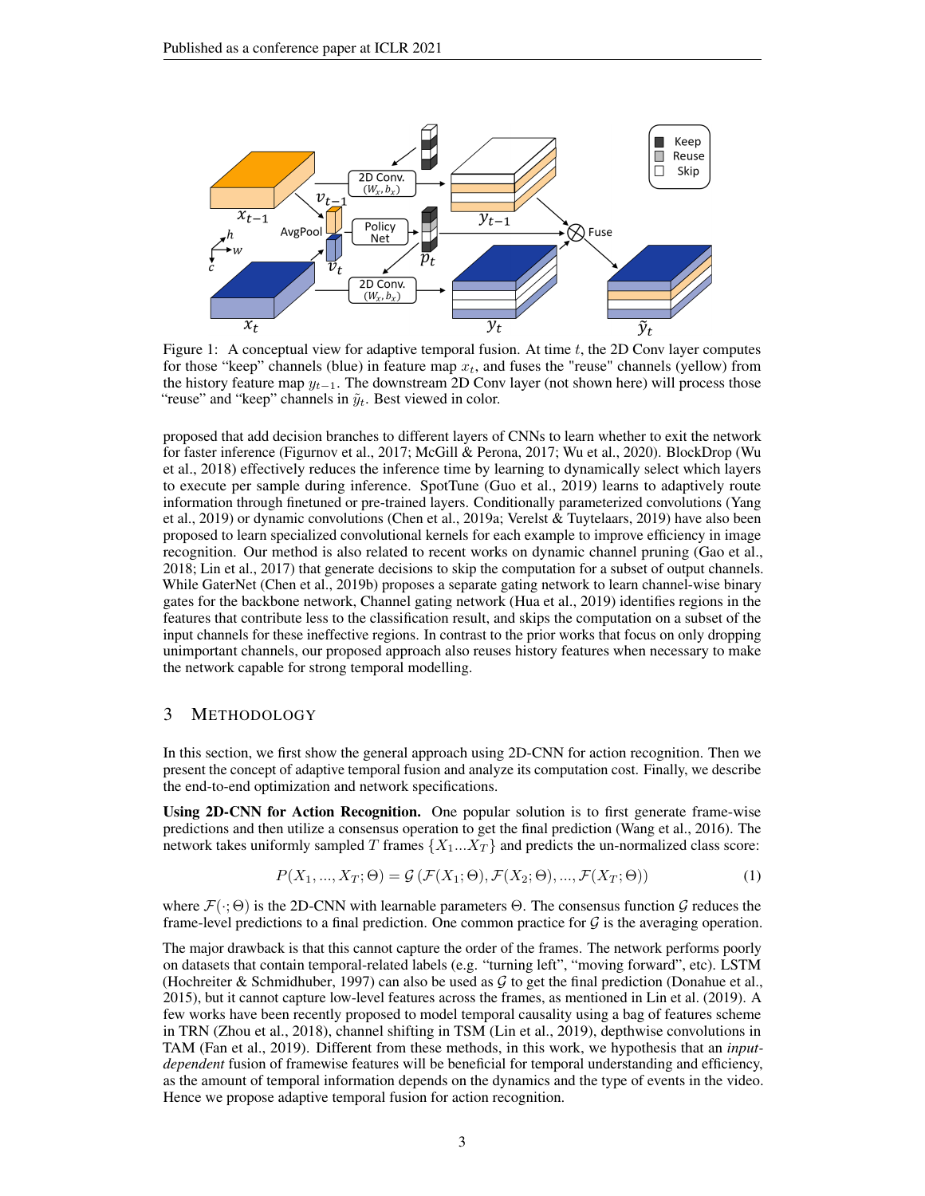Figure 1: A conceptual view for adaptive temporal fusion. At time $t$, the 2D Conv layer computes for those "keep" channels (blue) in feature map $x_t$, and fuses the "reuse" channels (yellow) from the history feature map $y_{t-1}$. The downstream 2D Conv layer (not shown here) will process those "reuse" and "keep" channels in $\tilde{y}_t$. Best viewed in color.

proposed that add decision branches to different layers of CNNs to learn whether to exit the network for faster inference (Figurnov et al., 2017; McGill & Perona, 2017; Wu et al., 2020). BlockDrop (Wu et al., 2018) effectively reduces the inference time by learning to dynamically select which layers to execute per sample during inference. SpotTune (Guo et al., 2019) learns to adaptively route information through finetuned or pre-trained layers. Conditionally parameterized convolutions (Yang et al., 2019) or dynamic convolutions (Chen et al., 2019a; Verelst & Tuytelaars, 2019) have also been proposed to learn specialized convolutional kernels for each example to improve efficiency in image recognition. Our method is also related to recent works on dynamic channel pruning (Gao et al., 2018; Lin et al., 2017) that generate decisions to skip the computation for a subset of output channels. While GaterNet (Chen et al., 2019b) proposes a separate gating network to learn channel-wise binary gates for the backbone network, Channel gating network (Hua et al., 2019) identifies regions in the features that contribute less to the classification result, and skips the computation on a subset of the input channels for these ineffective regions. In contrast to the prior works that focus on only dropping unimportant channels, our proposed approach also reuses history features when necessary to make the network capable for strong temporal modelling.

## 3 Methodology

In this section, we first show the general approach using 2D-CNN for action recognition. Then we present the concept of adaptive temporal fusion and analyze its computation cost. Finally, we describe the end-to-end optimization and network specifications.

**Using 2D-CNN for Action Recognition.** One popular solution is to first generate frame-wise predictions and then utilize a consensus operation to get the final prediction (Wang et al., 2016). The network takes uniformly sampled $T$ frames $\{X_1...X_T\}$ and predicts the un-normalized class score:

$$P(X_1, ..., X_T; \Theta) = \mathcal{G}\left(\mathcal{F}(X_1; \Theta), \mathcal{F}(X_2; \Theta), ..., \mathcal{F}(X_T; \Theta)\right) \tag{1}$$

where $\mathcal{F}(\cdot; \Theta)$ is the 2D-CNN with learnable parameters $\Theta$. The consensus function $\mathcal{G}$ reduces the frame-level predictions to a final prediction. One common practice for $\mathcal{G}$ is the averaging operation.

The major drawback is that this cannot capture the order of the frames. The network performs poorly on datasets that contain temporal-related labels (e.g. "turning left", "moving forward", etc). LSTM (Hochreiter & Schmidhuber, 1997) can also be used as $\mathcal{G}$ to get the final prediction (Donahue et al., 2015), but it cannot capture low-level features across the frames, as mentioned in Lin et al. (2019). A few works have been recently proposed to model temporal causality using a bag of features scheme in TRN (Zhou et al., 2018), channel shifting in TSM (Lin et al., 2019), depthwise convolutions in TAM (Fan et al., 2019). Different from these methods, in this work, we hypothesis that an *input-dependent* fusion of framewise features will be beneficial for temporal understanding and efficiency, as the amount of temporal information depends on the dynamics and the type of events in the video. Hence we propose adaptive temporal fusion for action recognition.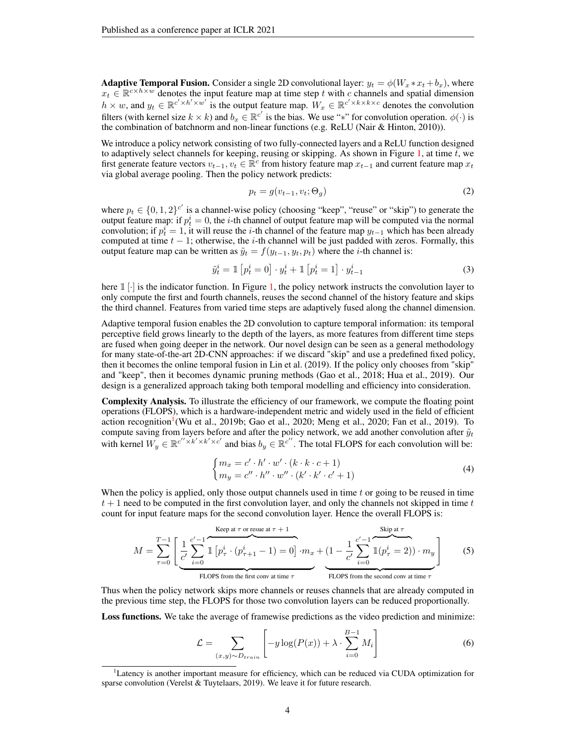**Adaptive Temporal Fusion.** Consider a single 2D convolutional layer: $y_t = \phi(W_x * x_t + b_x)$, where $x_t \in \mathbb{R}^{c \times h \times w}$ denotes the input feature map at time step $t$ with $c$ channels and spatial dimension $h \times w$, and $y_t \in \mathbb{R}^{c' \times h' \times w'}$ is the output feature map. $W_x \in \mathbb{R}^{c' \times k \times k \times c}$ denotes the convolution filters (with kernel size $k \times k$) and $b_x \in \mathbb{R}^{c'}$ is the bias. We use "$*$" for convolution operation. $\phi(\cdot)$ is the combination of batchnorm and non-linear functions (e.g. ReLU (Nair & Hinton, 2010)).

We introduce a policy network consisting of two fully-connected layers and a ReLU function designed to adaptively select channels for keeping, reusing or skipping. As shown in Figure 1, at time $t$, we first generate feature vectors $v_{t-1}, v_t \in \mathbb{R}^c$ from history feature map $x_{t-1}$ and current feature map $x_t$ via global average pooling. Then the policy network predicts:

$$p_t = g(v_{t-1}, v_t; \Theta_g) \tag{2}$$

where $p_t \in \{0, 1, 2\}^{c'}$ is a channel-wise policy (choosing "keep", "reuse" or "skip") to generate the output feature map: if $p_t^i = 0$, the $i$-th channel of output feature map will be computed via the normal convolution; if $p_t^i = 1$, it will reuse the $i$-th channel of the feature map $y_{t-1}$ which has been already computed at time $t-1$; otherwise, the $i$-th channel will be just padded with zeros. Formally, this output feature map can be written as $\tilde{y}_t = f(y_{t-1}, y_t, p_t)$ where the $i$-th channel is:

$$\tilde{y}_t^i = \mathbb{1}\left[p_t^i = 0\right] \cdot y_t^i + \mathbb{1}\left[p_t^i = 1\right] \cdot y_{t-1}^i \tag{3}$$

here $\mathbb{1}\left[\cdot\right]$ is the indicator function. In Figure 1, the policy network instructs the convolution layer to only compute the first and fourth channels, reuses the second channel of the history feature and skips the third channel. Features from varied time steps are adaptively fused along the channel dimension.

Adaptive temporal fusion enables the 2D convolution to capture temporal information: its temporal perceptive field grows linearly to the depth of the layers, as more features from different time steps are fused when going deeper in the network. Our novel design can be seen as a general methodology for many state-of-the-art 2D-CNN approaches: if we discard "skip" and use a predefined fixed policy, then it becomes the online temporal fusion in Lin et al. (2019). If the policy only chooses from "skip" and "keep", then it becomes dynamic pruning methods (Gao et al., 2018; Hua et al., 2019). Our design is a generalized approach taking both temporal modelling and efficiency into consideration.

**Complexity Analysis.** To illustrate the efficiency of our framework, we compute the floating point operations (FLOPS), which is a hardware-independent metric and widely used in the field of efficient action recognition[1](Wu et al., 2019b; Gao et al., 2020; Meng et al., 2020; Fan et al., 2019). To compute saving from layers before and after the policy network, we add another convolution after $\tilde{y}_t$ with kernel $W_y \in \mathbb{R}^{c'' \times k' \times k' \times c'}$ and bias $b_y \in \mathbb{R}^{c''}$. The total FLOPS for each convolution will be:

$$\begin{cases} m_x = c' \cdot h' \cdot w' \cdot (k \cdot k \cdot c + 1) \\ m_y = c'' \cdot h'' \cdot w'' \cdot (k' \cdot k' \cdot c' + 1) \end{cases} \tag{4}$$

When the policy is applied, only those output channels used in time $t$ or going to be reused in time $t+1$ need to be computed in the first convolution layer, and only the channels not skipped in time $t$ count for input feature maps for the second convolution layer. Hence the overall FLOPS is:

$$M = \sum_{\tau=0}^{T-1} \Bigg[ \underbrace{\frac{1}{c'} \sum_{i=0}^{c'-1} \overbrace{\mathbb{1}\left[p_\tau^i \cdot (p_{\tau+1}^i - 1) = 0\right]}^{\text{Keep at } \tau \text{ or resue at } \tau+1} \cdot m_x}_{\text{FLOPS from the first conv at time } \tau} + \underbrace{(1 - \frac{1}{c'} \sum_{i=0}^{c'-1} \overbrace{\mathbb{1}(p_\tau^i = 2)}^{\text{Skip at } \tau}) \cdot m_y}_{\text{FLOPS from the second conv at time } \tau} \Bigg] \tag{5}$$

Thus when the policy network skips more channels or reuses channels that are already computed in the previous time step, the FLOPS for those two convolution layers can be reduced proportionally.

**Loss functions.** We take the average of framewise predictions as the video prediction and minimize:

$$\mathcal{L} = \sum_{(x,y) \sim D_{train}} \left[ -y \log(P(x)) + \lambda \cdot \sum_{i=0}^{B-1} M_i \right] \tag{6}$$

[1] Latency is another important measure for efficiency, which can be reduced via CUDA optimization for sparse convolution (Verelst & Tuytelaars, 2019). We leave it for future research.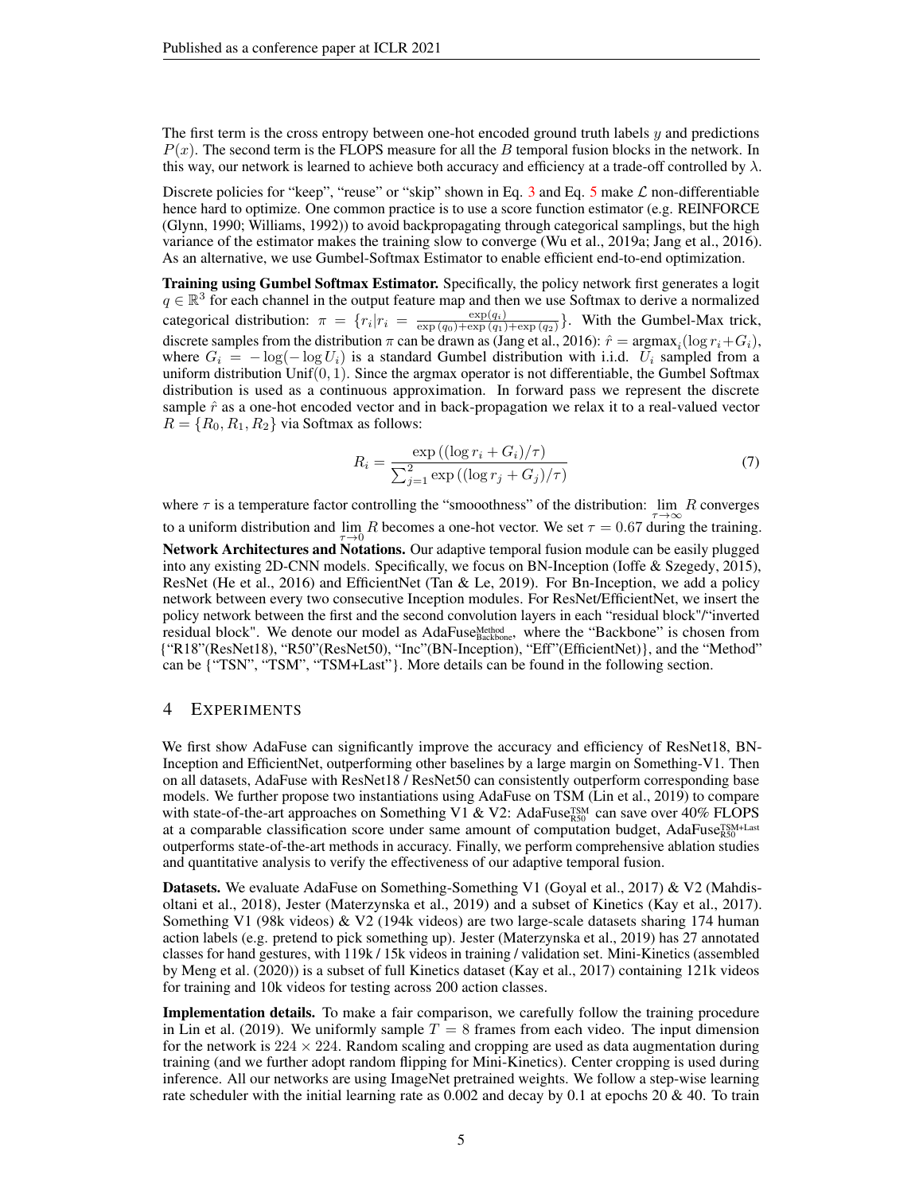The first term is the cross entropy between one-hot encoded ground truth labels $y$ and predictions $P(x)$. The second term is the FLOPS measure for all the $B$ temporal fusion blocks in the network. In this way, our network is learned to achieve both accuracy and efficiency at a trade-off controlled by $\lambda$.

Discrete policies for "keep", "reuse" or "skip" shown in Eq. 3 and Eq. 5 make $\mathcal{L}$ non-differentiable hence hard to optimize. One common practice is to use a score function estimator (e.g. REINFORCE (Glynn, 1990; Williams, 1992)) to avoid backpropagating through categorical samplings, but the high variance of the estimator makes the training slow to converge (Wu et al., 2019a; Jang et al., 2016). As an alternative, we use Gumbel-Softmax Estimator to enable efficient end-to-end optimization.

**Training using Gumbel Softmax Estimator.** Specifically, the policy network first generates a logit $q \in \mathbb{R}^3$ for each channel in the output feature map and then we use Softmax to derive a normalized categorical distribution: $\pi = \{r_i | r_i = \frac{\exp(q_i)}{\exp(q_0)+\exp(q_1)+\exp(q_2)}\}$. With the Gumbel-Max trick, discrete samples from the distribution $\pi$ can be drawn as (Jang et al., 2016): $\hat{r} = \text{argmax}_i(\log r_i + G_i)$, where $G_i = -\log(-\log U_i)$ is a standard Gumbel distribution with i.i.d. $U_i$ sampled from a uniform distribution $\text{Unif}(0, 1)$. Since the argmax operator is not differentiable, the Gumbel Softmax distribution is used as a continuous approximation. In forward pass we represent the discrete sample $\hat{r}$ as a one-hot encoded vector and in back-propagation we relax it to a real-valued vector $R = \{R_0, R_1, R_2\}$ via Softmax as follows:

$$R_i = \frac{\exp\left((\log r_i + G_i)/\tau\right)}{\sum_{j=1}^{2} \exp\left((\log r_j + G_j)/\tau\right)} \tag{7}$$

where $\tau$ is a temperature factor controlling the "smooothness" of the distribution: $\lim_{\tau\to\infty} R$ converges to a uniform distribution and $\lim_{\tau\to 0} R$ becomes a one-hot vector. We set $\tau = 0.67$ during the training.

**Network Architectures and Notations.** Our adaptive temporal fusion module can be easily plugged into any existing 2D-CNN models. Specifically, we focus on BN-Inception (Ioffe & Szegedy, 2015), ResNet (He et al., 2016) and EfficientNet (Tan & Le, 2019). For Bn-Inception, we add a policy network between every two consecutive Inception modules. For ResNet/EfficientNet, we insert the policy network between the first and the second convolution layers in each "residual block"/"inverted residual block". We denote our model as AdaFuse$^{\text{Method}}_{\text{Backbone}}$, where the "Backbone" is chosen from {"R18"(ResNet18), "R50"(ResNet50), "Inc"(BN-Inception), "Eff"(EfficientNet)}, and the "Method" can be {"TSN", "TSM", "TSM+Last"}. More details can be found in the following section.

## 4 Experiments

We first show AdaFuse can significantly improve the accuracy and efficiency of ResNet18, BN-Inception and EfficientNet, outperforming other baselines by a large margin on Something-V1. Then on all datasets, AdaFuse with ResNet18 / ResNet50 can consistently outperform corresponding base models. We further propose two instantiations using AdaFuse on TSM (Lin et al., 2019) to compare with state-of-the-art approaches on Something V1 & V2: AdaFuse$^{\text{TSM}}_{\text{R50}}$ can save over 40% FLOPS at a comparable classification score under same amount of computation budget, AdaFuse$^{\text{TSM+Last}}_{\text{R50}}$ outperforms state-of-the-art methods in accuracy. Finally, we perform comprehensive ablation studies and quantitative analysis to verify the effectiveness of our adaptive temporal fusion.

**Datasets.** We evaluate AdaFuse on Something-Something V1 (Goyal et al., 2017) & V2 (Mahdisoltani et al., 2018), Jester (Materzynska et al., 2019) and a subset of Kinetics (Kay et al., 2017). Something V1 (98k videos) & V2 (194k videos) are two large-scale datasets sharing 174 human action labels (e.g. pretend to pick something up). Jester (Materzynska et al., 2019) has 27 annotated classes for hand gestures, with 119k / 15k videos in training / validation set. Mini-Kinetics (assembled by Meng et al. (2020)) is a subset of full Kinetics dataset (Kay et al., 2017) containing 121k videos for training and 10k videos for testing across 200 action classes.

**Implementation details.** To make a fair comparison, we carefully follow the training procedure in Lin et al. (2019). We uniformly sample $T = 8$ frames from each video. The input dimension for the network is $224 \times 224$. Random scaling and cropping are used as data augmentation during training (and we further adopt random flipping for Mini-Kinetics). Center cropping is used during inference. All our networks are using ImageNet pretrained weights. We follow a step-wise learning rate scheduler with the initial learning rate as 0.002 and decay by 0.1 at epochs 20 & 40. To train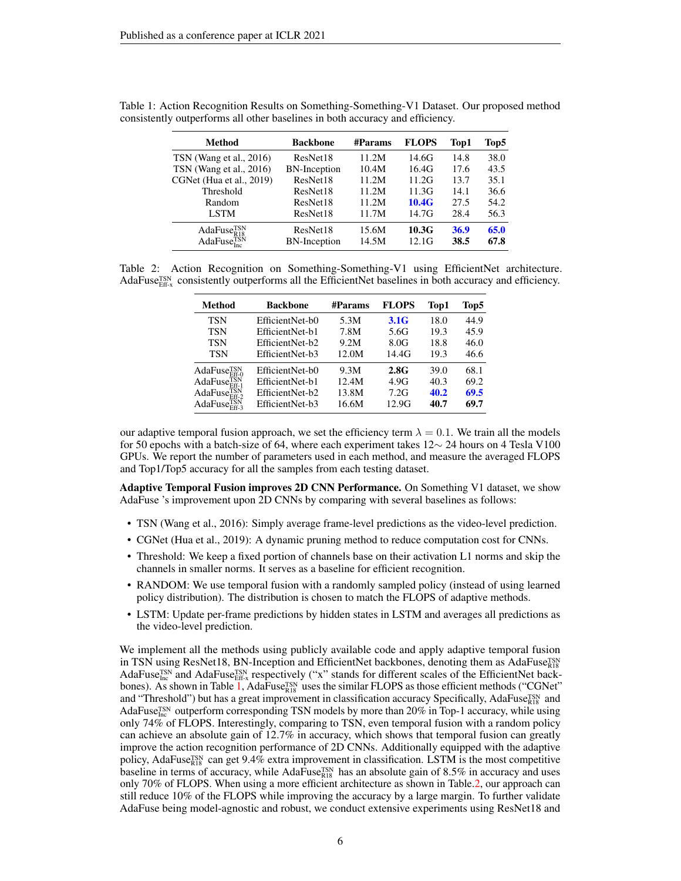Table 1: Action Recognition Results on Something-Something-V1 Dataset. Our proposed method consistently outperforms all other baselines in both accuracy and efficiency.

| Method | Backbone | #Params | FLOPS | Top1 | Top5 |
|---|---|---|---|---|---|
| TSN (Wang et al., 2016) | ResNet18 | 11.2M | 14.6G | 14.8 | 38.0 |
| TSN (Wang et al., 2016) | BN-Inception | 10.4M | 16.4G | 17.6 | 43.5 |
| CGNet (Hua et al., 2019) | ResNet18 | 11.2M | 11.2G | 13.7 | 35.1 |
| Threshold | ResNet18 | 11.2M | 11.3G | 14.1 | 36.6 |
| Random | ResNet18 | 11.2M | **10.4G** | 27.5 | 54.2 |
| LSTM | ResNet18 | 11.7M | 14.7G | 28.4 | 56.3 |
| AdaFuse$^{TSN}_{R18}$ | ResNet18 | 15.6M | **10.3G** | **36.9** | **65.0** |
| AdaFuse$^{TSN}_{Inc}$ | BN-Inception | 14.5M | 12.1G | **38.5** | **67.8** |

Table 2: Action Recognition on Something-Something-V1 using EfficientNet architecture. AdaFuse$^{TSN}_{Eff\text{-}x}$ consistently outperforms all the EfficientNet baselines in both accuracy and efficiency.

| Method | Backbone | #Params | FLOPS | Top1 | Top5 |
|---|---|---|---|---|---|
| TSN | EfficientNet-b0 | 5.3M | **3.1G** | 18.0 | 44.9 |
| TSN | EfficientNet-b1 | 7.8M | 5.6G | 19.3 | 45.9 |
| TSN | EfficientNet-b2 | 9.2M | 8.0G | 18.8 | 46.0 |
| TSN | EfficientNet-b3 | 12.0M | 14.4G | 19.3 | 46.6 |
| AdaFuse$^{TSN}_{Eff\text{-}0}$ | EfficientNet-b0 | 9.3M | **2.8G** | 39.0 | 68.1 |
| AdaFuse$^{TSN}_{Eff\text{-}1}$ | EfficientNet-b1 | 12.4M | 4.9G | 40.3 | 69.2 |
| AdaFuse$^{TSN}_{Eff\text{-}2}$ | EfficientNet-b2 | 13.8M | 7.2G | **40.2** | **69.5** |
| AdaFuse$^{TSN}_{Eff\text{-}3}$ | EfficientNet-b3 | 16.6M | 12.9G | **40.7** | **69.7** |

our adaptive temporal fusion approach, we set the efficiency term $\lambda = 0.1$. We train all the models for 50 epochs with a batch-size of 64, where each experiment takes 12$\sim$ 24 hours on 4 Tesla V100 GPUs. We report the number of parameters used in each method, and measure the averaged FLOPS and Top1/Top5 accuracy for all the samples from each testing dataset.

**Adaptive Temporal Fusion improves 2D CNN Performance.** On Something V1 dataset, we show AdaFuse 's improvement upon 2D CNNs by comparing with several baselines as follows:

- TSN (Wang et al., 2016): Simply average frame-level predictions as the video-level prediction.
- CGNet (Hua et al., 2019): A dynamic pruning method to reduce computation cost for CNNs.
- Threshold: We keep a fixed portion of channels base on their activation L1 norms and skip the channels in smaller norms. It serves as a baseline for efficient recognition.
- RANDOM: We use temporal fusion with a randomly sampled policy (instead of using learned policy distribution). The distribution is chosen to match the FLOPS of adaptive methods.
- LSTM: Update per-frame predictions by hidden states in LSTM and averages all predictions as the video-level prediction.

We implement all the methods using publicly available code and apply adaptive temporal fusion in TSN using ResNet18, BN-Inception and EfficientNet backbones, denoting them as AdaFuse$^{TSN}_{R18}$ AdaFuse$^{TSN}_{Inc}$ and AdaFuse$^{TSN}_{Eff\text{-}x}$ respectively ("x" stands for different scales of the EfficientNet backbones). As shown in Table 1, AdaFuse$^{TSN}_{R18}$ uses the similar FLOPS as those efficient methods ("CGNet" and "Threshold") but has a great improvement in classification accuracy Specifically, AdaFuse$^{TSN}_{R18}$ and AdaFuse$^{TSN}_{Inc}$ outperform corresponding TSN models by more than 20% in Top-1 accuracy, while using only 74% of FLOPS. Interestingly, comparing to TSN, even temporal fusion with a random policy can achieve an absolute gain of 12.7% in accuracy, which shows that temporal fusion can greatly improve the action recognition performance of 2D CNNs. Additionally equipped with the adaptive policy, AdaFuse$^{TSN}_{R18}$ can get 9.4% extra improvement in classification. LSTM is the most competitive baseline in terms of accuracy, while AdaFuse$^{TSN}_{R18}$ has an absolute gain of 8.5% in accuracy and uses only 70% of FLOPS. When using a more efficient architecture as shown in Table.2, our approach can still reduce 10% of the FLOPS while improving the accuracy by a large margin. To further validate AdaFuse being model-agnostic and robust, we conduct extensive experiments using ResNet18 and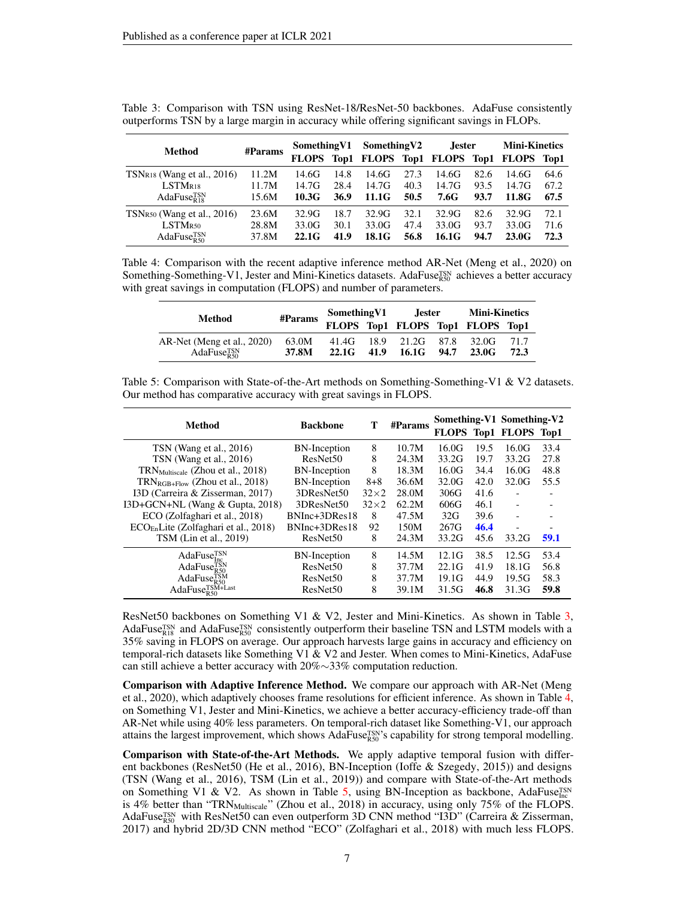Table 3: Comparison with TSN using ResNet-18/ResNet-50 backbones. AdaFuse consistently outperforms TSN by a large margin in accuracy while offering significant savings in FLOPs.

| Method | #Params | SomethingV1 | | SomethingV2 | | Jester | | Mini-Kinetics | |
|---|---|---|---|---|---|---|---|---|---|
| | | FLOPS | Top1 | FLOPS | Top1 | FLOPS | Top1 | FLOPS | Top1 |
| $\text{TSN}_{R18}$ (Wang et al., 2016) | 11.2M | 14.6G | 14.8 | 14.6G | 27.3 | 14.6G | 82.6 | 14.6G | 64.6 |
| $\text{LSTM}_{R18}$ | 11.7M | 14.7G | 28.4 | 14.7G | 40.3 | 14.7G | 93.5 | 14.7G | 67.2 |
| $\text{AdaFuse}^{TSN}_{R18}$ | 15.6M | **10.3G** | **36.9** | **11.1G** | **50.5** | **7.6G** | **93.7** | **11.8G** | **67.5** |
| $\text{TSN}_{R50}$ (Wang et al., 2016) | 23.6M | 32.9G | 18.7 | 32.9G | 32.1 | 32.9G | 82.6 | 32.9G | 72.1 |
| $\text{LSTM}_{R50}$ | 28.8M | 33.0G | 30.1 | 33.0G | 47.4 | 33.0G | 93.7 | 33.0G | 71.6 |
| $\text{AdaFuse}^{TSN}_{R50}$ | 37.8M | **22.1G** | **41.9** | **18.1G** | **56.8** | **16.1G** | **94.7** | **23.0G** | **72.3** |

Table 4: Comparison with the recent adaptive inference method AR-Net (Meng et al., 2020) on Something-Something-V1, Jester and Mini-Kinetics datasets. $\text{AdaFuse}^{TSN}_{R50}$ achieves a better accuracy with great savings in computation (FLOPS) and number of parameters.

| Method | #Params | SomethingV1 | | Jester | | Mini-Kinetics | |
|---|---|---|---|---|---|---|---|
| | | FLOPS | Top1 | FLOPS | Top1 | FLOPS | Top1 |
| AR-Net (Meng et al., 2020) | 63.0M | 41.4G | 18.9 | 21.2G | 87.8 | 32.0G | 71.7 |
| $\text{AdaFuse}^{TSN}_{R50}$ | **37.8M** | **22.1G** | **41.9** | **16.1G** | **94.7** | **23.0G** | **72.3** |

Table 5: Comparison with State-of-the-Art methods on Something-Something-V1 & V2 datasets. Our method has comparative accuracy with great savings in FLOPS.

| Method | Backbone | T | #Params | Something-V1 | | Something-V2 | |
|---|---|---|---|---|---|---|---|
| | | | | FLOPS | Top1 | FLOPS | Top1 |
| TSN (Wang et al., 2016) | BN-Inception | 8 | 10.7M | 16.0G | 19.5 | 16.0G | 33.4 |
| TSN (Wang et al., 2016) | ResNet50 | 8 | 24.3M | 33.2G | 19.7 | 33.2G | 27.8 |
| $\text{TRN}_{\text{Multiscale}}$ (Zhou et al., 2018) | BN-Inception | 8 | 18.3M | 16.0G | 34.4 | 16.0G | 48.8 |
| $\text{TRN}_{\text{RGB+Flow}}$ (Zhou et al., 2018) | BN-Inception | 8+8 | 36.6M | 32.0G | 42.0 | 32.0G | 55.5 |
| I3D (Carreira & Zisserman, 2017) | 3DResNet50 | 32×2 | 28.0M | 306G | 41.6 | - | - |
| I3D+GCN+NL (Wang & Gupta, 2018) | 3DResNet50 | 32×2 | 62.2M | 606G | 46.1 | - | - |
| ECO (Zolfaghari et al., 2018) | BNInc+3DRes18 | 8 | 47.5M | 32G | 39.6 | - | - |
| $\text{ECO}_{\text{En}}$Lite (Zolfaghari et al., 2018) | BNInc+3DRes18 | 92 | 150M | 267G | **46.4** | - | - |
| TSM (Lin et al., 2019) | ResNet50 | 8 | 24.3M | 33.2G | 45.6 | 33.2G | **59.1** |
| $\text{AdaFuse}^{TSN}_{Inc}$ | BN-Inception | 8 | 14.5M | 12.1G | 38.5 | 12.5G | 53.4 |
| $\text{AdaFuse}^{TSN}_{R50}$ | ResNet50 | 8 | 37.7M | 22.1G | 41.9 | 18.1G | 56.8 |
| $\text{AdaFuse}^{TSM}_{R50}$ | ResNet50 | 8 | 37.7M | 19.1G | 44.9 | 19.5G | 58.3 |
| $\text{AdaFuse}^{TSM+Last}_{R50}$ | ResNet50 | 8 | 39.1M | 31.5G | **46.8** | 31.3G | **59.8** |

ResNet50 backbones on Something V1 & V2, Jester and Mini-Kinetics. As shown in Table 3, $\text{AdaFuse}^{TSN}_{R18}$ and $\text{AdaFuse}^{TSN}_{R50}$ consistently outperform their baseline TSN and LSTM models with a 35% saving in FLOPS on average. Our approach harvests large gains in accuracy and efficiency on temporal-rich datasets like Something V1 & V2 and Jester. When comes to Mini-Kinetics, AdaFuse can still achieve a better accuracy with 20%∼33% computation reduction.

**Comparison with Adaptive Inference Method.** We compare our approach with AR-Net (Meng et al., 2020), which adaptively chooses frame resolutions for efficient inference. As shown in Table 4, on Something V1, Jester and Mini-Kinetics, we achieve a better accuracy-efficiency trade-off than AR-Net while using 40% less parameters. On temporal-rich dataset like Something-V1, our approach attains the largest improvement, which shows $\text{AdaFuse}^{TSN}_{R50}$'s capability for strong temporal modelling.

**Comparison with State-of-the-Art Methods.** We apply adaptive temporal fusion with different backbones (ResNet50 (He et al., 2016), BN-Inception (Ioffe & Szegedy, 2015)) and designs (TSN (Wang et al., 2016), TSM (Lin et al., 2019)) and compare with State-of-the-Art methods on Something V1 & V2. As shown in Table 5, using BN-Inception as backbone, $\text{AdaFuse}^{TSN}_{Inc}$ is 4% better than "$\text{TRN}_{\text{Multiscale}}$" (Zhou et al., 2018) in accuracy, using only 75% of the FLOPS. $\text{AdaFuse}^{TSN}_{R50}$ with ResNet50 can even outperform 3D CNN method "I3D" (Carreira & Zisserman, 2017) and hybrid 2D/3D CNN method "ECO" (Zolfaghari et al., 2018) with much less FLOPS.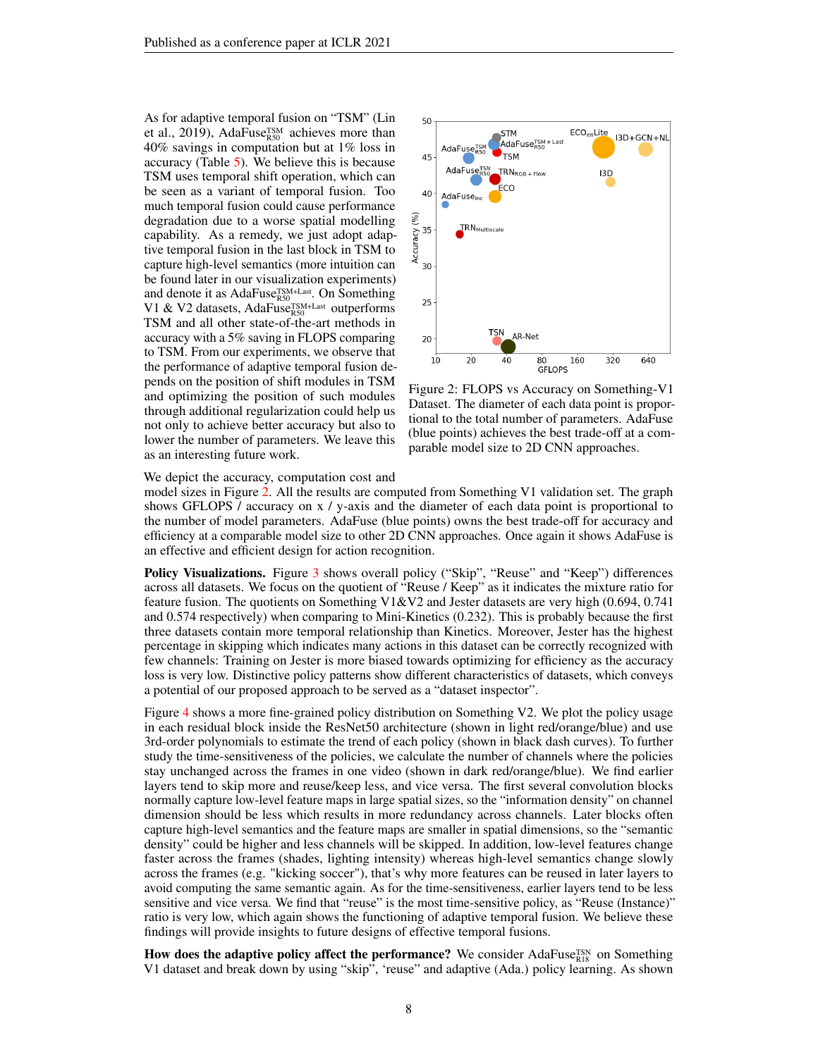As for adaptive temporal fusion on "TSM" (Lin et al., 2019), AdaFuse$^{TSM}_{R50}$ achieves more than 40% savings in computation but at 1% loss in accuracy (Table 5). We believe this is because TSM uses temporal shift operation, which can be seen as a variant of temporal fusion. Too much temporal fusion could cause performance degradation due to a worse spatial modelling capability. As a remedy, we just adopt adaptive temporal fusion in the last block in TSM to capture high-level semantics (more intuition can be found later in our visualization experiments) and denote it as AdaFuse$^{TSM+Last}_{R50}$. On Something V1 & V2 datasets, AdaFuse$^{TSM+Last}_{R50}$ outperforms TSM and all other state-of-the-art methods in accuracy with a 5% saving in FLOPS comparing to TSM. From our experiments, we observe that the performance of adaptive temporal fusion depends on the position of shift modules in TSM and optimizing the position of such modules through additional regularization could help us not only to achieve better accuracy but also to lower the number of parameters. We leave this as an interesting future work.

Figure 2: FLOPS vs Accuracy on Something-V1 Dataset. The diameter of each data point is proportional to the total number of parameters. AdaFuse (blue points) achieves the best trade-off at a comparable model size to 2D CNN approaches.

We depict the accuracy, computation cost and model sizes in Figure 2. All the results are computed from Something V1 validation set. The graph shows GFLOPS / accuracy on x / y-axis and the diameter of each data point is proportional to the number of model parameters. AdaFuse (blue points) owns the best trade-off for accuracy and efficiency at a comparable model size to other 2D CNN approaches. Once again it shows AdaFuse is an effective and efficient design for action recognition.

**Policy Visualizations.** Figure 3 shows overall policy ("Skip", "Reuse" and "Keep") differences across all datasets. We focus on the quotient of "Reuse / Keep" as it indicates the mixture ratio for feature fusion. The quotients on Something V1&V2 and Jester datasets are very high (0.694, 0.741 and 0.574 respectively) when comparing to Mini-Kinetics (0.232). This is probably because the first three datasets contain more temporal relationship than Kinetics. Moreover, Jester has the highest percentage in skipping which indicates many actions in this dataset can be correctly recognized with few channels: Training on Jester is more biased towards optimizing for efficiency as the accuracy loss is very low. Distinctive policy patterns show different characteristics of datasets, which conveys a potential of our proposed approach to be served as a "dataset inspector".

Figure 4 shows a more fine-grained policy distribution on Something V2. We plot the policy usage in each residual block inside the ResNet50 architecture (shown in light red/orange/blue) and use 3rd-order polynomials to estimate the trend of each policy (shown in black dash curves). To further study the time-sensitiveness of the policies, we calculate the number of channels where the policies stay unchanged across the frames in one video (shown in dark red/orange/blue). We find earlier layers tend to skip more and reuse/keep less, and vice versa. The first several convolution blocks normally capture low-level feature maps in large spatial sizes, so the "information density" on channel dimension should be less which results in more redundancy across channels. Later blocks often capture high-level semantics and the feature maps are smaller in spatial dimensions, so the "semantic density" could be higher and less channels will be skipped. In addition, low-level features change faster across the frames (shades, lighting intensity) whereas high-level semantics change slowly across the frames (e.g. "kicking soccer"), that's why more features can be reused in later layers to avoid computing the same semantic again. As for the time-sensitiveness, earlier layers tend to be less sensitive and vice versa. We find that "reuse" is the most time-sensitive policy, as "Reuse (Instance)" ratio is very low, which again shows the functioning of adaptive temporal fusion. We believe these findings will provide insights to future designs of effective temporal fusions.

**How does the adaptive policy affect the performance?** We consider AdaFuse$^{TSN}_{R18}$ on Something V1 dataset and break down by using "skip", 'reuse" and adaptive (Ada.) policy learning. As shown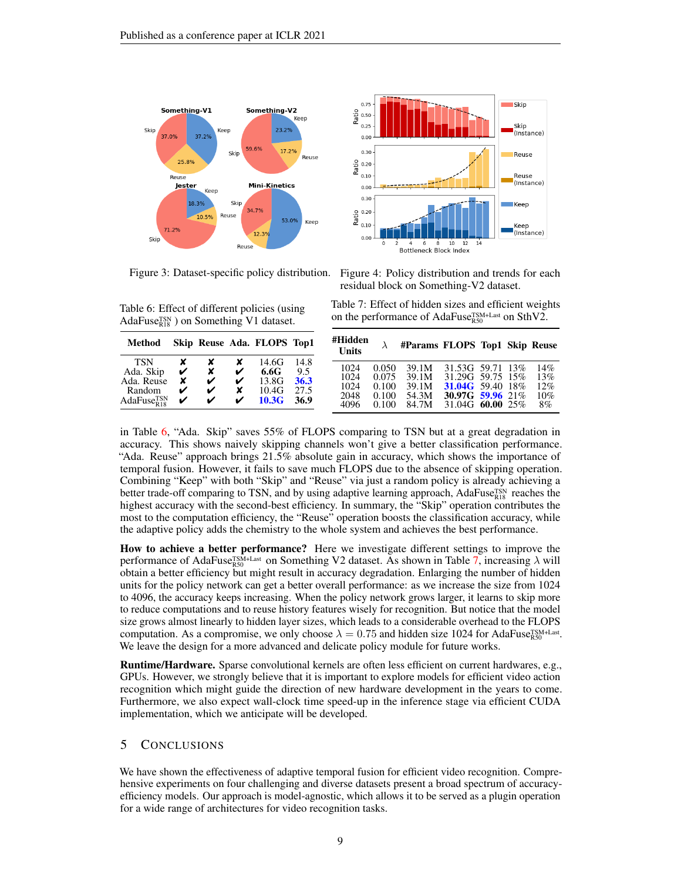Figure 3: Dataset-specific policy distribution.

Figure 4: Policy distribution and trends for each residual block on Something-V2 dataset.

Table 6: Effect of different policies (using AdaFuse$^{\text{TSN}}_{\text{R18}}$ ) on Something V1 dataset.

| Method | Skip | Reuse | Ada. | FLOPS | Top1 |
|---|---|---|---|---|---|
| TSN | ✘ | ✘ | ✘ | 14.6G | 14.8 |
| Ada. Skip | ✔ | ✘ | ✔ | **6.6G** | 9.5 |
| Ada. Reuse | ✘ | ✔ | ✔ | 13.8G | **36.3** |
| Random | ✔ | ✔ | ✘ | 10.4G | 27.5 |
| AdaFuse$^{\text{TSN}}_{\text{R18}}$ | ✔ | ✔ | ✔ | **10.3G** | **36.9** |

Table 7: Effect of hidden sizes and efficient weights on the performance of AdaFuse$^{\text{TSM+Last}}_{\text{R50}}$ on SthV2.

| #Hidden Units | $\lambda$ | #Params | FLOPS | Top1 | Skip | Reuse |
|---|---|---|---|---|---|---|
| 1024 | 0.050 | 39.1M | 31.53G | 59.71 | 13% | 14% |
| 1024 | 0.075 | 39.1M | 31.29G | 59.75 | 15% | 13% |
| 1024 | 0.100 | 39.1M | **31.04G** | 59.40 | 18% | 12% |
| 2048 | 0.100 | 54.3M | **30.97G** | **59.96** | 21% | 10% |
| 4096 | 0.100 | 84.7M | 31.04G | **60.00** | 25% | 8% |

in Table 6, "Ada. Skip" saves 55% of FLOPS comparing to TSN but at a great degradation in accuracy. This shows naively skipping channels won't give a better classification performance. "Ada. Reuse" approach brings 21.5% absolute gain in accuracy, which shows the importance of temporal fusion. However, it fails to save much FLOPS due to the absence of skipping operation. Combining "Keep" with both "Skip" and "Reuse" via just a random policy is already achieving a better trade-off comparing to TSN, and by using adaptive learning approach, AdaFuse$^{\text{TSN}}_{\text{R18}}$ reaches the highest accuracy with the second-best efficiency. In summary, the "Skip" operation contributes the most to the computation efficiency, the "Reuse" operation boosts the classification accuracy, while the adaptive policy adds the chemistry to the whole system and achieves the best performance.

**How to achieve a better performance?** Here we investigate different settings to improve the performance of AdaFuse$^{\text{TSM+Last}}_{\text{R50}}$ on Something V2 dataset. As shown in Table 7, increasing $\lambda$ will obtain a better efficiency but might result in accuracy degradation. Enlarging the number of hidden units for the policy network can get a better overall performance: as we increase the size from 1024 to 4096, the accuracy keeps increasing. When the policy network grows larger, it learns to skip more to reduce computations and to reuse history features wisely for recognition. But notice that the model size grows almost linearly to hidden layer sizes, which leads to a considerable overhead to the FLOPS computation. As a compromise, we only choose $\lambda = 0.75$ and hidden size 1024 for AdaFuse$^{\text{TSM+Last}}_{\text{R50}}$. We leave the design for a more advanced and delicate policy module for future works.

**Runtime/Hardware.** Sparse convolutional kernels are often less efficient on current hardwares, e.g., GPUs. However, we strongly believe that it is important to explore models for efficient video action recognition which might guide the direction of new hardware development in the years to come. Furthermore, we also expect wall-clock time speed-up in the inference stage via efficient CUDA implementation, which we anticipate will be developed.

## 5 Conclusions

We have shown the effectiveness of adaptive temporal fusion for efficient video recognition. Comprehensive experiments on four challenging and diverse datasets present a broad spectrum of accuracy-efficiency models. Our approach is model-agnostic, which allows it to be served as a plugin operation for a wide range of architectures for video recognition tasks.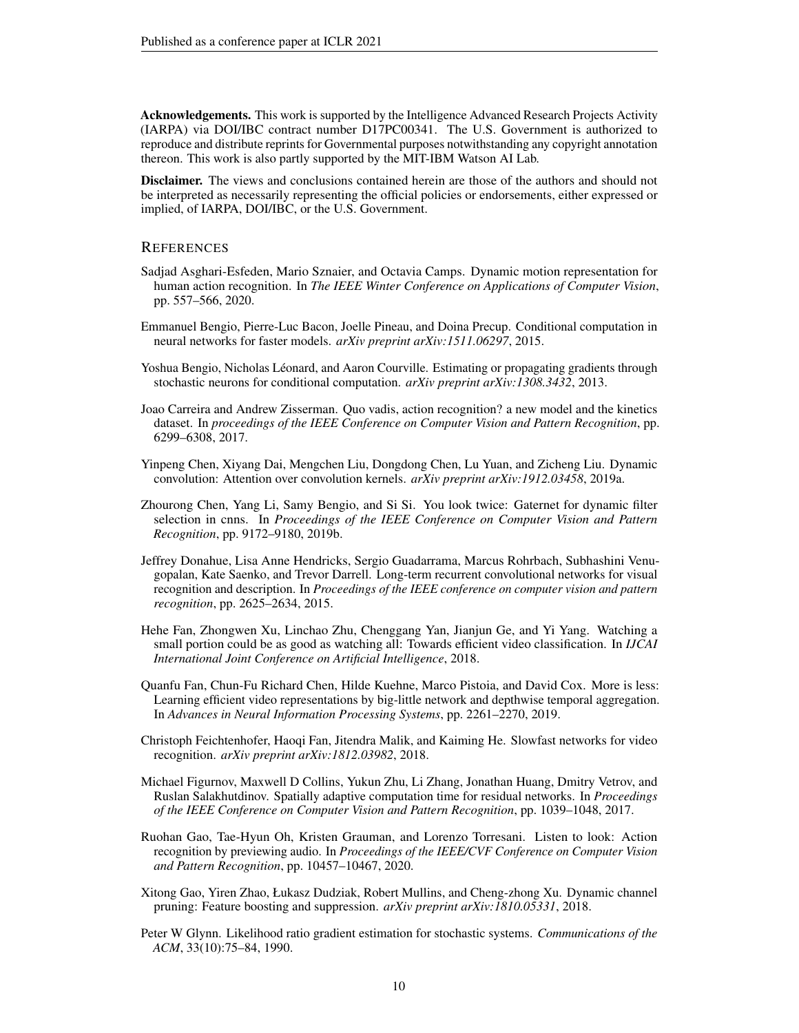**Acknowledgements.** This work is supported by the Intelligence Advanced Research Projects Activity (IARPA) via DOI/IBC contract number D17PC00341. The U.S. Government is authorized to reproduce and distribute reprints for Governmental purposes notwithstanding any copyright annotation thereon. This work is also partly supported by the MIT-IBM Watson AI Lab.

**Disclaimer.** The views and conclusions contained herein are those of the authors and should not be interpreted as necessarily representing the official policies or endorsements, either expressed or implied, of IARPA, DOI/IBC, or the U.S. Government.

## REFERENCES

Sadjad Asghari-Esfeden, Mario Sznaier, and Octavia Camps. Dynamic motion representation for human action recognition. In *The IEEE Winter Conference on Applications of Computer Vision*, pp. 557–566, 2020.

Emmanuel Bengio, Pierre-Luc Bacon, Joelle Pineau, and Doina Precup. Conditional computation in neural networks for faster models. *arXiv preprint arXiv:1511.06297*, 2015.

Yoshua Bengio, Nicholas Léonard, and Aaron Courville. Estimating or propagating gradients through stochastic neurons for conditional computation. *arXiv preprint arXiv:1308.3432*, 2013.

Joao Carreira and Andrew Zisserman. Quo vadis, action recognition? a new model and the kinetics dataset. In *proceedings of the IEEE Conference on Computer Vision and Pattern Recognition*, pp. 6299–6308, 2017.

Yinpeng Chen, Xiyang Dai, Mengchen Liu, Dongdong Chen, Lu Yuan, and Zicheng Liu. Dynamic convolution: Attention over convolution kernels. *arXiv preprint arXiv:1912.03458*, 2019a.

Zhourong Chen, Yang Li, Samy Bengio, and Si Si. You look twice: Gaternet for dynamic filter selection in cnns. In *Proceedings of the IEEE Conference on Computer Vision and Pattern Recognition*, pp. 9172–9180, 2019b.

Jeffrey Donahue, Lisa Anne Hendricks, Sergio Guadarrama, Marcus Rohrbach, Subhashini Venugopalan, Kate Saenko, and Trevor Darrell. Long-term recurrent convolutional networks for visual recognition and description. In *Proceedings of the IEEE conference on computer vision and pattern recognition*, pp. 2625–2634, 2015.

Hehe Fan, Zhongwen Xu, Linchao Zhu, Chenggang Yan, Jianjun Ge, and Yi Yang. Watching a small portion could be as good as watching all: Towards efficient video classification. In *IJCAI International Joint Conference on Artificial Intelligence*, 2018.

Quanfu Fan, Chun-Fu Richard Chen, Hilde Kuehne, Marco Pistoia, and David Cox. More is less: Learning efficient video representations by big-little network and depthwise temporal aggregation. In *Advances in Neural Information Processing Systems*, pp. 2261–2270, 2019.

Christoph Feichtenhofer, Haoqi Fan, Jitendra Malik, and Kaiming He. Slowfast networks for video recognition. *arXiv preprint arXiv:1812.03982*, 2018.

Michael Figurnov, Maxwell D Collins, Yukun Zhu, Li Zhang, Jonathan Huang, Dmitry Vetrov, and Ruslan Salakhutdinov. Spatially adaptive computation time for residual networks. In *Proceedings of the IEEE Conference on Computer Vision and Pattern Recognition*, pp. 1039–1048, 2017.

Ruohan Gao, Tae-Hyun Oh, Kristen Grauman, and Lorenzo Torresani. Listen to look: Action recognition by previewing audio. In *Proceedings of the IEEE/CVF Conference on Computer Vision and Pattern Recognition*, pp. 10457–10467, 2020.

Xitong Gao, Yiren Zhao, Łukasz Dudziak, Robert Mullins, and Cheng-zhong Xu. Dynamic channel pruning: Feature boosting and suppression. *arXiv preprint arXiv:1810.05331*, 2018.

Peter W Glynn. Likelihood ratio gradient estimation for stochastic systems. *Communications of the ACM*, 33(10):75–84, 1990.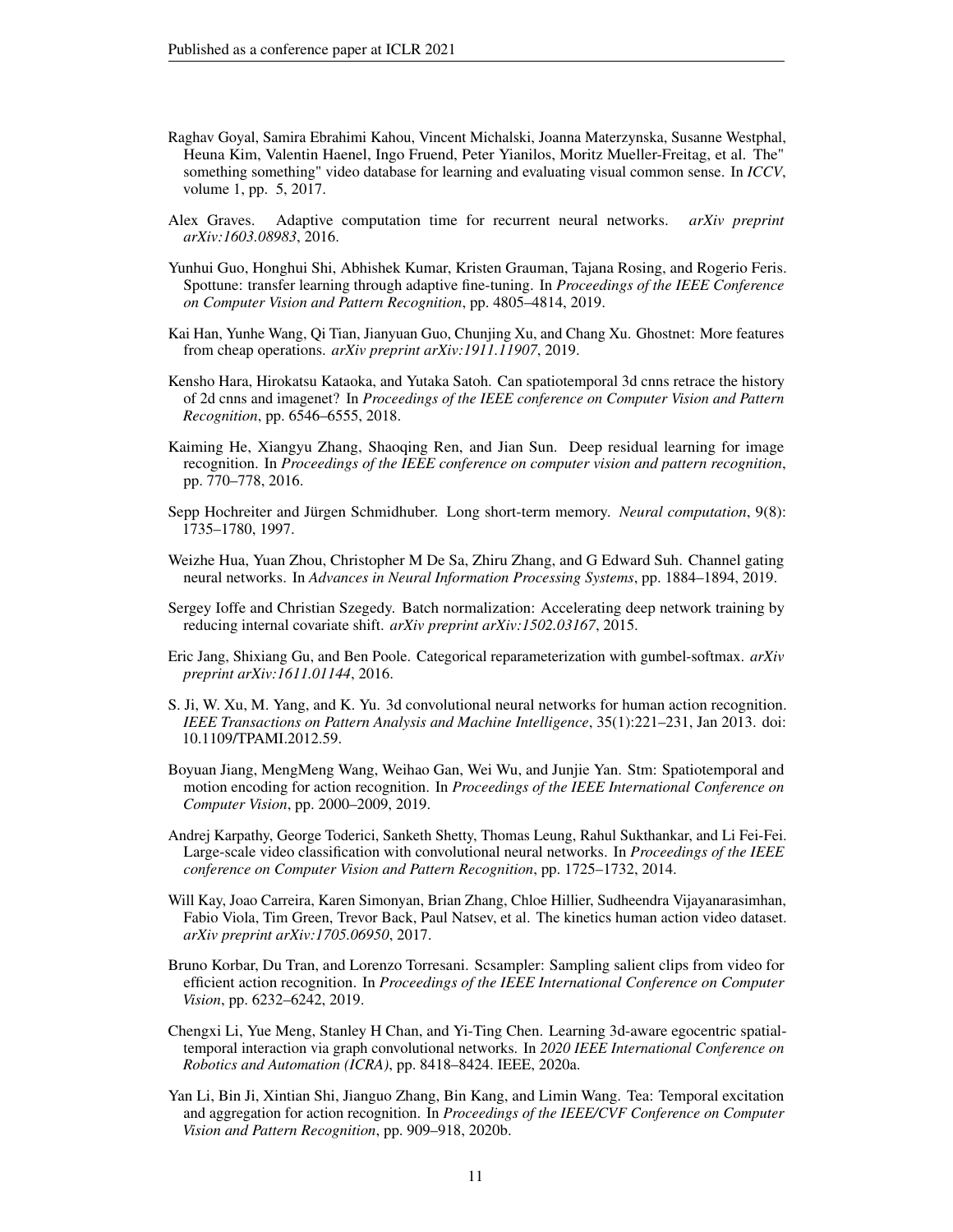Raghav Goyal, Samira Ebrahimi Kahou, Vincent Michalski, Joanna Materzynska, Susanne Westphal, Heuna Kim, Valentin Haenel, Ingo Fruend, Peter Yianilos, Moritz Mueller-Freitag, et al. The" something something" video database for learning and evaluating visual common sense. In *ICCV*, volume 1, pp. 5, 2017.

Alex Graves. Adaptive computation time for recurrent neural networks. *arXiv preprint arXiv:1603.08983*, 2016.

Yunhui Guo, Honghui Shi, Abhishek Kumar, Kristen Grauman, Tajana Rosing, and Rogerio Feris. Spottune: transfer learning through adaptive fine-tuning. In *Proceedings of the IEEE Conference on Computer Vision and Pattern Recognition*, pp. 4805–4814, 2019.

Kai Han, Yunhe Wang, Qi Tian, Jianyuan Guo, Chunjing Xu, and Chang Xu. Ghostnet: More features from cheap operations. *arXiv preprint arXiv:1911.11907*, 2019.

Kensho Hara, Hirokatsu Kataoka, and Yutaka Satoh. Can spatiotemporal 3d cnns retrace the history of 2d cnns and imagenet? In *Proceedings of the IEEE conference on Computer Vision and Pattern Recognition*, pp. 6546–6555, 2018.

Kaiming He, Xiangyu Zhang, Shaoqing Ren, and Jian Sun. Deep residual learning for image recognition. In *Proceedings of the IEEE conference on computer vision and pattern recognition*, pp. 770–778, 2016.

Sepp Hochreiter and Jürgen Schmidhuber. Long short-term memory. *Neural computation*, 9(8): 1735–1780, 1997.

Weizhe Hua, Yuan Zhou, Christopher M De Sa, Zhiru Zhang, and G Edward Suh. Channel gating neural networks. In *Advances in Neural Information Processing Systems*, pp. 1884–1894, 2019.

Sergey Ioffe and Christian Szegedy. Batch normalization: Accelerating deep network training by reducing internal covariate shift. *arXiv preprint arXiv:1502.03167*, 2015.

Eric Jang, Shixiang Gu, and Ben Poole. Categorical reparameterization with gumbel-softmax. *arXiv preprint arXiv:1611.01144*, 2016.

S. Ji, W. Xu, M. Yang, and K. Yu. 3d convolutional neural networks for human action recognition. *IEEE Transactions on Pattern Analysis and Machine Intelligence*, 35(1):221–231, Jan 2013. doi: 10.1109/TPAMI.2012.59.

Boyuan Jiang, MengMeng Wang, Weihao Gan, Wei Wu, and Junjie Yan. Stm: Spatiotemporal and motion encoding for action recognition. In *Proceedings of the IEEE International Conference on Computer Vision*, pp. 2000–2009, 2019.

Andrej Karpathy, George Toderici, Sanketh Shetty, Thomas Leung, Rahul Sukthankar, and Li Fei-Fei. Large-scale video classification with convolutional neural networks. In *Proceedings of the IEEE conference on Computer Vision and Pattern Recognition*, pp. 1725–1732, 2014.

Will Kay, Joao Carreira, Karen Simonyan, Brian Zhang, Chloe Hillier, Sudheendra Vijayanarasimhan, Fabio Viola, Tim Green, Trevor Back, Paul Natsev, et al. The kinetics human action video dataset. *arXiv preprint arXiv:1705.06950*, 2017.

Bruno Korbar, Du Tran, and Lorenzo Torresani. Scsampler: Sampling salient clips from video for efficient action recognition. In *Proceedings of the IEEE International Conference on Computer Vision*, pp. 6232–6242, 2019.

Chengxi Li, Yue Meng, Stanley H Chan, and Yi-Ting Chen. Learning 3d-aware egocentric spatial-temporal interaction via graph convolutional networks. In *2020 IEEE International Conference on Robotics and Automation (ICRA)*, pp. 8418–8424. IEEE, 2020a.

Yan Li, Bin Ji, Xintian Shi, Jianguo Zhang, Bin Kang, and Limin Wang. Tea: Temporal excitation and aggregation for action recognition. In *Proceedings of the IEEE/CVF Conference on Computer Vision and Pattern Recognition*, pp. 909–918, 2020b.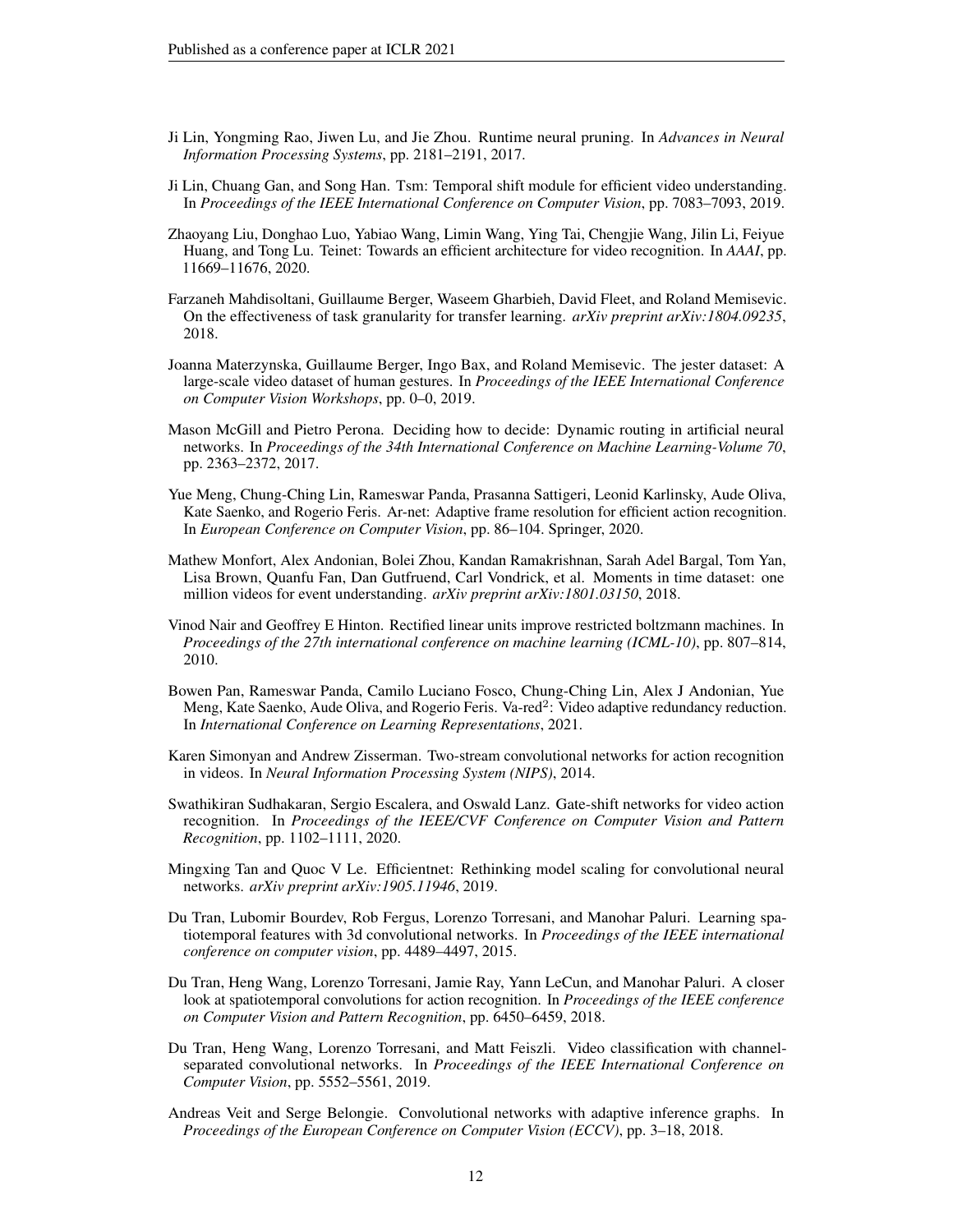Ji Lin, Yongming Rao, Jiwen Lu, and Jie Zhou. Runtime neural pruning. In *Advances in Neural Information Processing Systems*, pp. 2181–2191, 2017.

Ji Lin, Chuang Gan, and Song Han. Tsm: Temporal shift module for efficient video understanding. In *Proceedings of the IEEE International Conference on Computer Vision*, pp. 7083–7093, 2019.

Zhaoyang Liu, Donghao Luo, Yabiao Wang, Limin Wang, Ying Tai, Chengjie Wang, Jilin Li, Feiyue Huang, and Tong Lu. Teinet: Towards an efficient architecture for video recognition. In *AAAI*, pp. 11669–11676, 2020.

Farzaneh Mahdisoltani, Guillaume Berger, Waseem Gharbieh, David Fleet, and Roland Memisevic. On the effectiveness of task granularity for transfer learning. *arXiv preprint arXiv:1804.09235*, 2018.

Joanna Materzynska, Guillaume Berger, Ingo Bax, and Roland Memisevic. The jester dataset: A large-scale video dataset of human gestures. In *Proceedings of the IEEE International Conference on Computer Vision Workshops*, pp. 0–0, 2019.

Mason McGill and Pietro Perona. Deciding how to decide: Dynamic routing in artificial neural networks. In *Proceedings of the 34th International Conference on Machine Learning-Volume 70*, pp. 2363–2372, 2017.

Yue Meng, Chung-Ching Lin, Rameswar Panda, Prasanna Sattigeri, Leonid Karlinsky, Aude Oliva, Kate Saenko, and Rogerio Feris. Ar-net: Adaptive frame resolution for efficient action recognition. In *European Conference on Computer Vision*, pp. 86–104. Springer, 2020.

Mathew Monfort, Alex Andonian, Bolei Zhou, Kandan Ramakrishnan, Sarah Adel Bargal, Tom Yan, Lisa Brown, Quanfu Fan, Dan Gutfruend, Carl Vondrick, et al. Moments in time dataset: one million videos for event understanding. *arXiv preprint arXiv:1801.03150*, 2018.

Vinod Nair and Geoffrey E Hinton. Rectified linear units improve restricted boltzmann machines. In *Proceedings of the 27th international conference on machine learning (ICML-10)*, pp. 807–814, 2010.

Bowen Pan, Rameswar Panda, Camilo Luciano Fosco, Chung-Ching Lin, Alex J Andonian, Yue Meng, Kate Saenko, Aude Oliva, and Rogerio Feris. Va-red$^2$: Video adaptive redundancy reduction. In *International Conference on Learning Representations*, 2021.

Karen Simonyan and Andrew Zisserman. Two-stream convolutional networks for action recognition in videos. In *Neural Information Processing System (NIPS)*, 2014.

Swathikiran Sudhakaran, Sergio Escalera, and Oswald Lanz. Gate-shift networks for video action recognition. In *Proceedings of the IEEE/CVF Conference on Computer Vision and Pattern Recognition*, pp. 1102–1111, 2020.

Mingxing Tan and Quoc V Le. Efficientnet: Rethinking model scaling for convolutional neural networks. *arXiv preprint arXiv:1905.11946*, 2019.

Du Tran, Lubomir Bourdev, Rob Fergus, Lorenzo Torresani, and Manohar Paluri. Learning spatiotemporal features with 3d convolutional networks. In *Proceedings of the IEEE international conference on computer vision*, pp. 4489–4497, 2015.

Du Tran, Heng Wang, Lorenzo Torresani, Jamie Ray, Yann LeCun, and Manohar Paluri. A closer look at spatiotemporal convolutions for action recognition. In *Proceedings of the IEEE conference on Computer Vision and Pattern Recognition*, pp. 6450–6459, 2018.

Du Tran, Heng Wang, Lorenzo Torresani, and Matt Feiszli. Video classification with channel-separated convolutional networks. In *Proceedings of the IEEE International Conference on Computer Vision*, pp. 5552–5561, 2019.

Andreas Veit and Serge Belongie. Convolutional networks with adaptive inference graphs. In *Proceedings of the European Conference on Computer Vision (ECCV)*, pp. 3–18, 2018.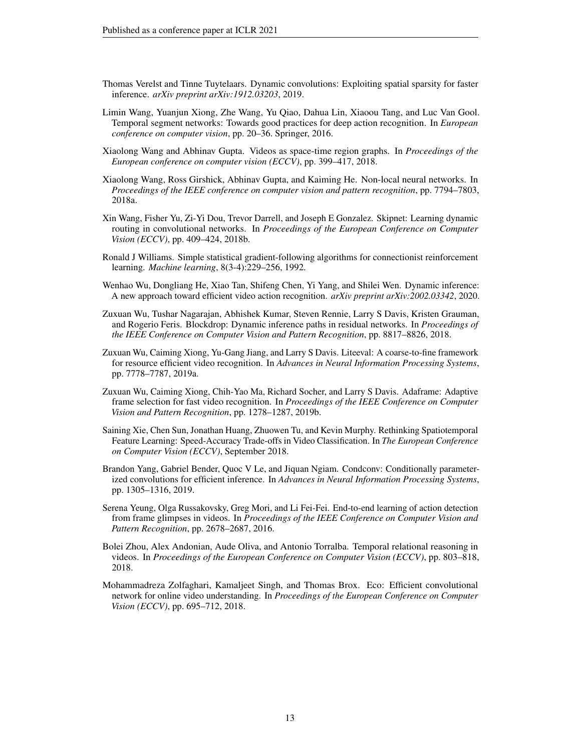Thomas Verelst and Tinne Tuytelaars. Dynamic convolutions: Exploiting spatial sparsity for faster inference. *arXiv preprint arXiv:1912.03203*, 2019.

Limin Wang, Yuanjun Xiong, Zhe Wang, Yu Qiao, Dahua Lin, Xiaoou Tang, and Luc Van Gool. Temporal segment networks: Towards good practices for deep action recognition. In *European conference on computer vision*, pp. 20–36. Springer, 2016.

Xiaolong Wang and Abhinav Gupta. Videos as space-time region graphs. In *Proceedings of the European conference on computer vision (ECCV)*, pp. 399–417, 2018.

Xiaolong Wang, Ross Girshick, Abhinav Gupta, and Kaiming He. Non-local neural networks. In *Proceedings of the IEEE conference on computer vision and pattern recognition*, pp. 7794–7803, 2018a.

Xin Wang, Fisher Yu, Zi-Yi Dou, Trevor Darrell, and Joseph E Gonzalez. Skipnet: Learning dynamic routing in convolutional networks. In *Proceedings of the European Conference on Computer Vision (ECCV)*, pp. 409–424, 2018b.

Ronald J Williams. Simple statistical gradient-following algorithms for connectionist reinforcement learning. *Machine learning*, 8(3-4):229–256, 1992.

Wenhao Wu, Dongliang He, Xiao Tan, Shifeng Chen, Yi Yang, and Shilei Wen. Dynamic inference: A new approach toward efficient video action recognition. *arXiv preprint arXiv:2002.03342*, 2020.

Zuxuan Wu, Tushar Nagarajan, Abhishek Kumar, Steven Rennie, Larry S Davis, Kristen Grauman, and Rogerio Feris. Blockdrop: Dynamic inference paths in residual networks. In *Proceedings of the IEEE Conference on Computer Vision and Pattern Recognition*, pp. 8817–8826, 2018.

Zuxuan Wu, Caiming Xiong, Yu-Gang Jiang, and Larry S Davis. Liteeval: A coarse-to-fine framework for resource efficient video recognition. In *Advances in Neural Information Processing Systems*, pp. 7778–7787, 2019a.

Zuxuan Wu, Caiming Xiong, Chih-Yao Ma, Richard Socher, and Larry S Davis. Adaframe: Adaptive frame selection for fast video recognition. In *Proceedings of the IEEE Conference on Computer Vision and Pattern Recognition*, pp. 1278–1287, 2019b.

Saining Xie, Chen Sun, Jonathan Huang, Zhuowen Tu, and Kevin Murphy. Rethinking Spatiotemporal Feature Learning: Speed-Accuracy Trade-offs in Video Classification. In *The European Conference on Computer Vision (ECCV)*, September 2018.

Brandon Yang, Gabriel Bender, Quoc V Le, and Jiquan Ngiam. Condconv: Conditionally parameterized convolutions for efficient inference. In *Advances in Neural Information Processing Systems*, pp. 1305–1316, 2019.

Serena Yeung, Olga Russakovsky, Greg Mori, and Li Fei-Fei. End-to-end learning of action detection from frame glimpses in videos. In *Proceedings of the IEEE Conference on Computer Vision and Pattern Recognition*, pp. 2678–2687, 2016.

Bolei Zhou, Alex Andonian, Aude Oliva, and Antonio Torralba. Temporal relational reasoning in videos. In *Proceedings of the European Conference on Computer Vision (ECCV)*, pp. 803–818, 2018.

Mohammadreza Zolfaghari, Kamaljeet Singh, and Thomas Brox. Eco: Efficient convolutional network for online video understanding. In *Proceedings of the European Conference on Computer Vision (ECCV)*, pp. 695–712, 2018.